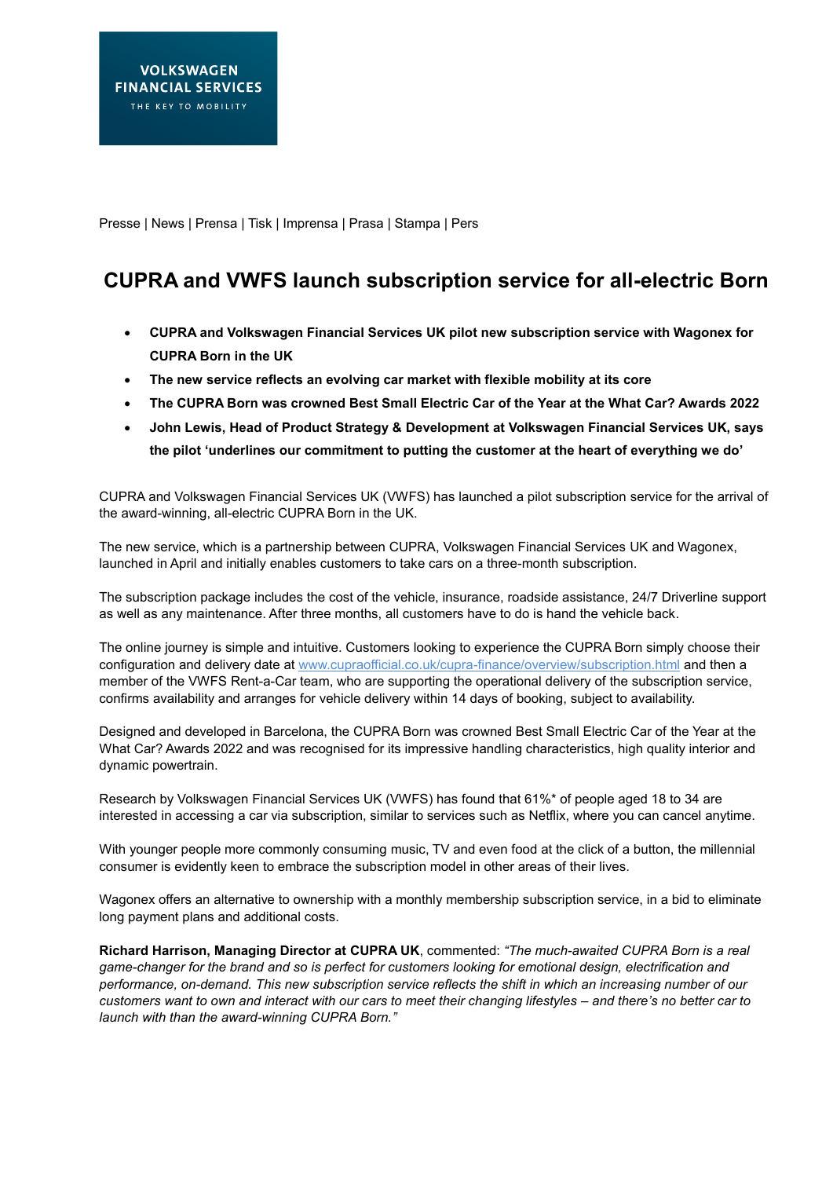VOLKSWAGEN FINANCIAL SERVICES
THE KEY TO MOBILITY

Presse | News | Prensa | Tisk | Imprensa | Prasa | Stampa | Pers

# CUPRA and VWFS launch subscription service for all-electric Born

- **CUPRA and Volkswagen Financial Services UK pilot new subscription service with Wagonex for CUPRA Born in the UK**
- **The new service reflects an evolving car market with flexible mobility at its core**
- **The CUPRA Born was crowned Best Small Electric Car of the Year at the What Car? Awards 2022**
- **John Lewis, Head of Product Strategy & Development at Volkswagen Financial Services UK, says the pilot 'underlines our commitment to putting the customer at the heart of everything we do'**

CUPRA and Volkswagen Financial Services UK (VWFS) has launched a pilot subscription service for the arrival of the award-winning, all-electric CUPRA Born in the UK.

The new service, which is a partnership between CUPRA, Volkswagen Financial Services UK and Wagonex, launched in April and initially enables customers to take cars on a three-month subscription.

The subscription package includes the cost of the vehicle, insurance, roadside assistance, 24/7 Driverline support as well as any maintenance. After three months, all customers have to do is hand the vehicle back.

The online journey is simple and intuitive. Customers looking to experience the CUPRA Born simply choose their configuration and delivery date at [www.cupraofficial.co.uk/cupra-finance/overview/subscription.html](www.cupraofficial.co.uk/cupra-finance/overview/subscription.html) and then a member of the VWFS Rent-a-Car team, who are supporting the operational delivery of the subscription service, confirms availability and arranges for vehicle delivery within 14 days of booking, subject to availability.

Designed and developed in Barcelona, the CUPRA Born was crowned Best Small Electric Car of the Year at the What Car? Awards 2022 and was recognised for its impressive handling characteristics, high quality interior and dynamic powertrain.

Research by Volkswagen Financial Services UK (VWFS) has found that 61%* of people aged 18 to 34 are interested in accessing a car via subscription, similar to services such as Netflix, where you can cancel anytime.

With younger people more commonly consuming music, TV and even food at the click of a button, the millennial consumer is evidently keen to embrace the subscription model in other areas of their lives.

Wagonex offers an alternative to ownership with a monthly membership subscription service, in a bid to eliminate long payment plans and additional costs.

**Richard Harrison, Managing Director at CUPRA UK**, commented: *"The much-awaited CUPRA Born is a real game-changer for the brand and so is perfect for customers looking for emotional design, electrification and performance, on-demand. This new subscription service reflects the shift in which an increasing number of our customers want to own and interact with our cars to meet their changing lifestyles – and there's no better car to launch with than the award-winning CUPRA Born."*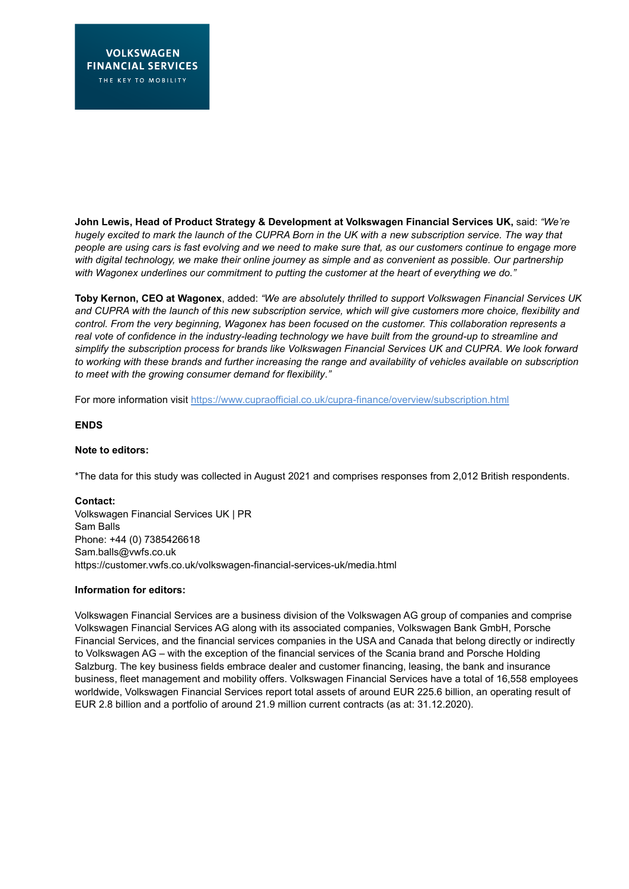**John Lewis, Head of Product Strategy & Development at Volkswagen Financial Services UK,** said: *"We're hugely excited to mark the launch of the CUPRA Born in the UK with a new subscription service. The way that people are using cars is fast evolving and we need to make sure that, as our customers continue to engage more with digital technology, we make their online journey as simple and as convenient as possible. Our partnership with Wagonex underlines our commitment to putting the customer at the heart of everything we do."*

**Toby Kernon, CEO at Wagonex**, added: *"We are absolutely thrilled to support Volkswagen Financial Services UK and CUPRA with the launch of this new subscription service, which will give customers more choice, flexibility and control. From the very beginning, Wagonex has been focused on the customer. This collaboration represents a real vote of confidence in the industry-leading technology we have built from the ground-up to streamline and simplify the subscription process for brands like Volkswagen Financial Services UK and CUPRA. We look forward to working with these brands and further increasing the range and availability of vehicles available on subscription to meet with the growing consumer demand for flexibility."*

For more information visit [https://www.cupraofficial.co.uk/cupra-finance/overview/subscription.html](https://www.cupraofficial.co.uk/cupra-finance/overview/subscription.html)

**ENDS**

**Note to editors:**

*The data for this study was collected in August 2021 and comprises responses from 2,012 British respondents.

**Contact:**
Volkswagen Financial Services UK | PR
Sam Balls
Phone: +44 (0) 7385426618
Sam.balls@vwfs.co.uk
https://customer.vwfs.co.uk/volkswagen-financial-services-uk/media.html

**Information for editors:**

Volkswagen Financial Services are a business division of the Volkswagen AG group of companies and comprise Volkswagen Financial Services AG along with its associated companies, Volkswagen Bank GmbH, Porsche Financial Services, and the financial services companies in the USA and Canada that belong directly or indirectly to Volkswagen AG – with the exception of the financial services of the Scania brand and Porsche Holding Salzburg. The key business fields embrace dealer and customer financing, leasing, the bank and insurance business, fleet management and mobility offers. Volkswagen Financial Services have a total of 16,558 employees worldwide, Volkswagen Financial Services report total assets of around EUR 225.6 billion, an operating result of EUR 2.8 billion and a portfolio of around 21.9 million current contracts (as at: 31.12.2020).